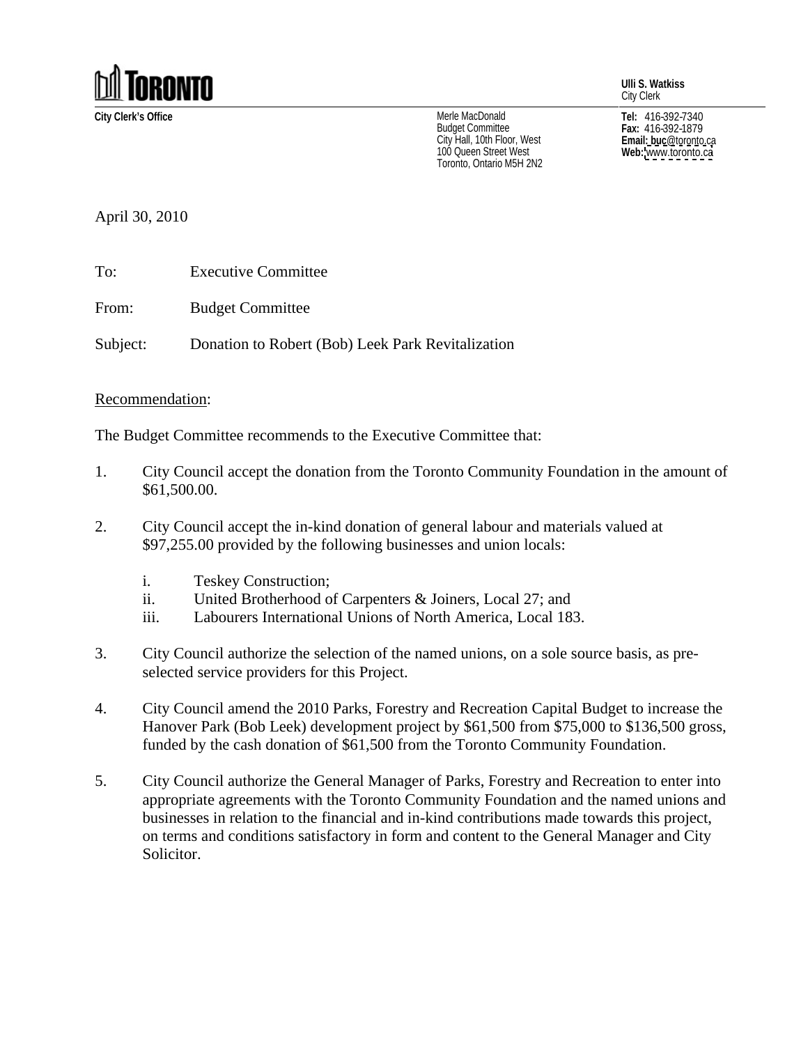**TORONTO**

**Ulli S. Watkiss**
City Clerk

**City Clerk's Office**

Merle MacDonald
Budget Committee
City Hall, 10th Floor, West
100 Queen Street West
Toronto, Ontario M5H 2N2

**Tel:** 416-392-7340
**Fax:** 416-392-1879
**Email:** buc@toronto.ca
**Web:** www.toronto.ca

April 30, 2010

To: Executive Committee

From: Budget Committee

Subject: Donation to Robert (Bob) Leek Park Revitalization

Recommendation:

The Budget Committee recommends to the Executive Committee that:

1. City Council accept the donation from the Toronto Community Foundation in the amount of $61,500.00.

2. City Council accept the in-kind donation of general labour and materials valued at $97,255.00 provided by the following businesses and union locals:

   i. Teskey Construction;
   ii. United Brotherhood of Carpenters & Joiners, Local 27; and
   iii. Labourers International Unions of North America, Local 183.

3. City Council authorize the selection of the named unions, on a sole source basis, as pre-selected service providers for this Project.

4. City Council amend the 2010 Parks, Forestry and Recreation Capital Budget to increase the Hanover Park (Bob Leek) development project by $61,500 from $75,000 to $136,500 gross, funded by the cash donation of $61,500 from the Toronto Community Foundation.

5. City Council authorize the General Manager of Parks, Forestry and Recreation to enter into appropriate agreements with the Toronto Community Foundation and the named unions and businesses in relation to the financial and in-kind contributions made towards this project, on terms and conditions satisfactory in form and content to the General Manager and City Solicitor.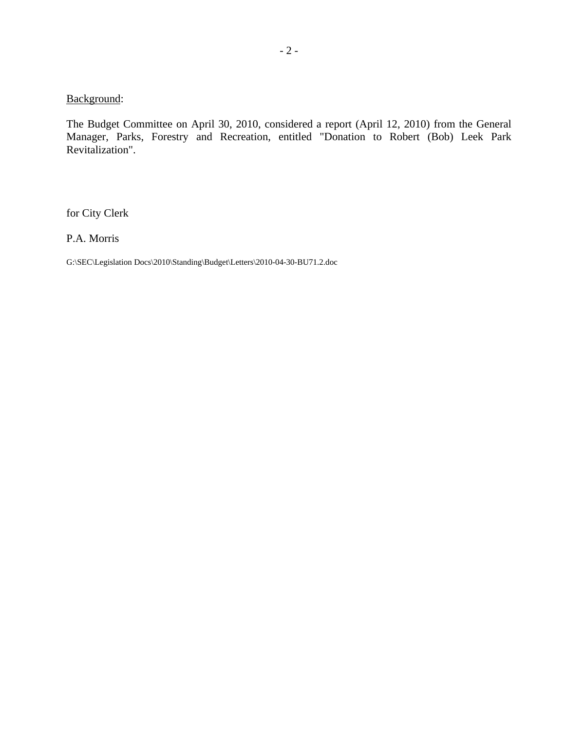Background:

The Budget Committee on April 30, 2010, considered a report (April 12, 2010) from the General Manager, Parks, Forestry and Recreation, entitled "Donation to Robert (Bob) Leek Park Revitalization".

for City Clerk

P.A. Morris

G:\SEC\Legislation Docs\2010\Standing\Budget\Letters\2010-04-30-BU71.2.doc